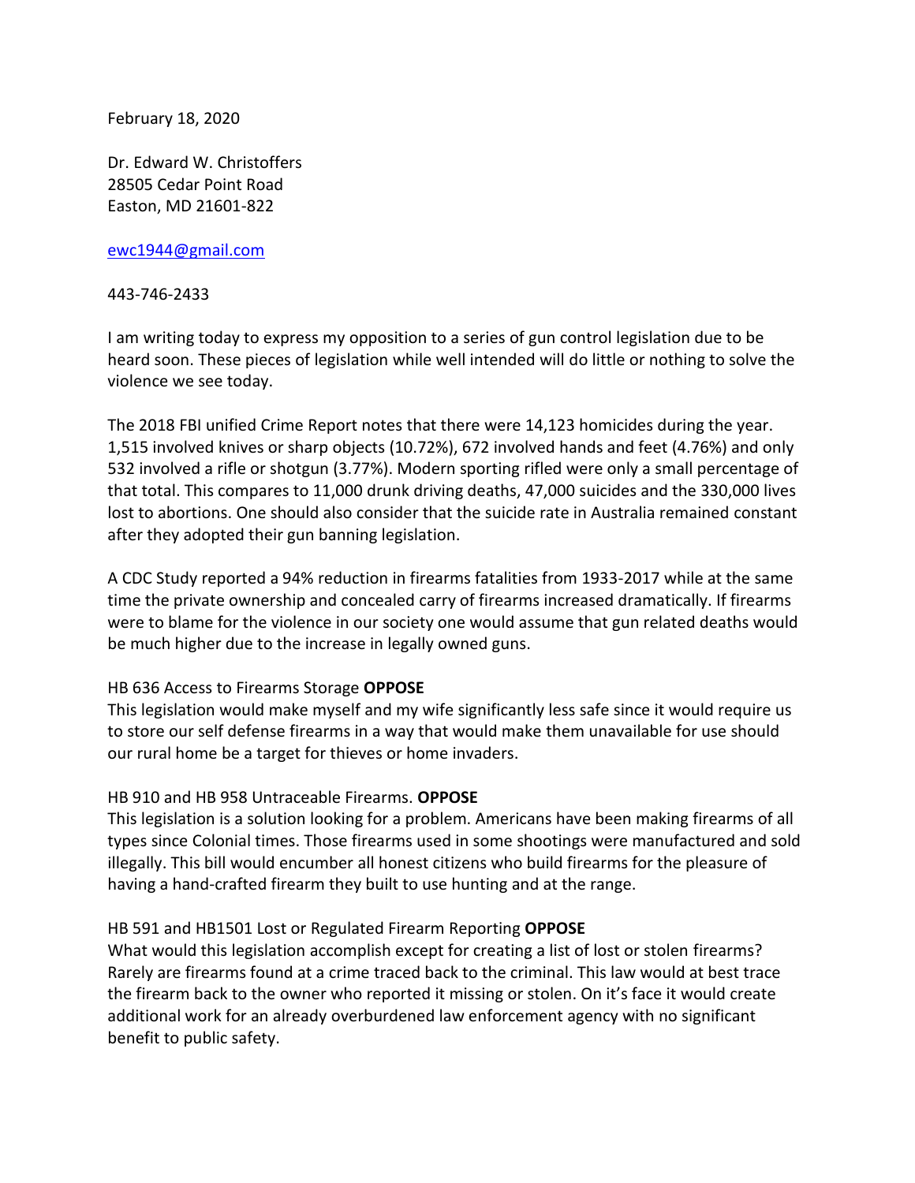February 18, 2020

Dr. Edward W. Christoffers
28505 Cedar Point Road
Easton, MD 21601-822

ewc1944@gmail.com

443-746-2433

I am writing today to express my opposition to a series of gun control legislation due to be heard soon. These pieces of legislation while well intended will do little or nothing to solve the violence we see today.

The 2018 FBI unified Crime Report notes that there were 14,123 homicides during the year. 1,515 involved knives or sharp objects (10.72%), 672 involved hands and feet (4.76%) and only 532 involved a rifle or shotgun (3.77%). Modern sporting rifled were only a small percentage of that total. This compares to 11,000 drunk driving deaths, 47,000 suicides and the 330,000 lives lost to abortions. One should also consider that the suicide rate in Australia remained constant after they adopted their gun banning legislation.

A CDC Study reported a 94% reduction in firearms fatalities from 1933-2017 while at the same time the private ownership and concealed carry of firearms increased dramatically. If firearms were to blame for the violence in our society one would assume that gun related deaths would be much higher due to the increase in legally owned guns.

HB 636 Access to Firearms Storage **OPPOSE**
This legislation would make myself and my wife significantly less safe since it would require us to store our self defense firearms in a way that would make them unavailable for use should our rural home be a target for thieves or home invaders.

HB 910 and HB 958 Untraceable Firearms. **OPPOSE**
This legislation is a solution looking for a problem. Americans have been making firearms of all types since Colonial times. Those firearms used in some shootings were manufactured and sold illegally. This bill would encumber all honest citizens who build firearms for the pleasure of having a hand-crafted firearm they built to use hunting and at the range.

HB 591 and HB1501 Lost or Regulated Firearm Reporting **OPPOSE**
What would this legislation accomplish except for creating a list of lost or stolen firearms? Rarely are firearms found at a crime traced back to the criminal. This law would at best trace the firearm back to the owner who reported it missing or stolen. On it's face it would create additional work for an already overburdened law enforcement agency with no significant benefit to public safety.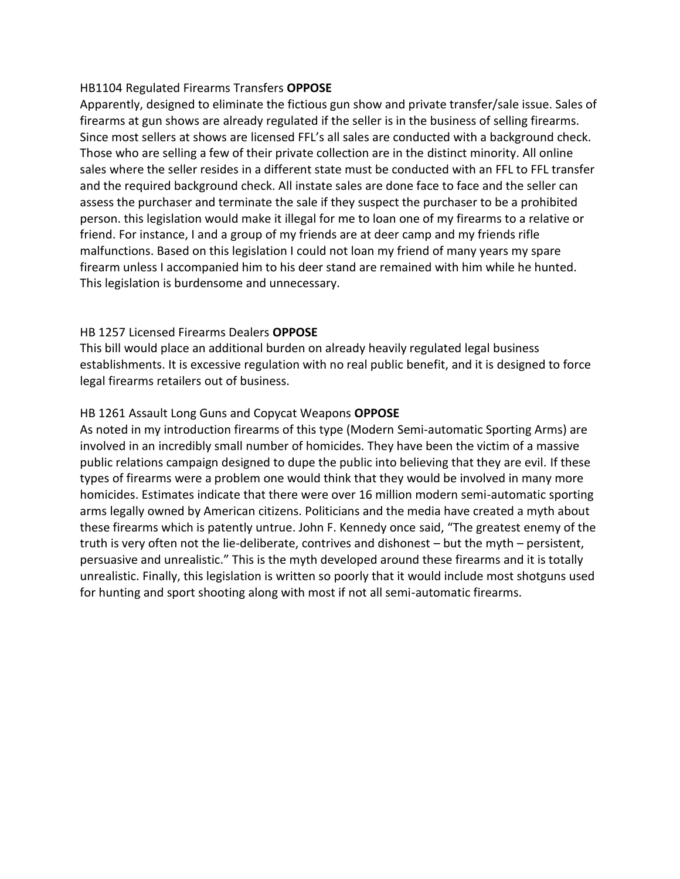HB1104 Regulated Firearms Transfers **OPPOSE**

Apparently, designed to eliminate the fictious gun show and private transfer/sale issue. Sales of firearms at gun shows are already regulated if the seller is in the business of selling firearms. Since most sellers at shows are licensed FFL's all sales are conducted with a background check. Those who are selling a few of their private collection are in the distinct minority. All online sales where the seller resides in a different state must be conducted with an FFL to FFL transfer and the required background check. All instate sales are done face to face and the seller can assess the purchaser and terminate the sale if they suspect the purchaser to be a prohibited person. this legislation would make it illegal for me to loan one of my firearms to a relative or friend. For instance, I and a group of my friends are at deer camp and my friends rifle malfunctions. Based on this legislation I could not loan my friend of many years my spare firearm unless I accompanied him to his deer stand are remained with him while he hunted. This legislation is burdensome and unnecessary.

HB 1257 Licensed Firearms Dealers **OPPOSE**

This bill would place an additional burden on already heavily regulated legal business establishments. It is excessive regulation with no real public benefit, and it is designed to force legal firearms retailers out of business.

HB 1261 Assault Long Guns and Copycat Weapons **OPPOSE**

As noted in my introduction firearms of this type (Modern Semi-automatic Sporting Arms) are involved in an incredibly small number of homicides. They have been the victim of a massive public relations campaign designed to dupe the public into believing that they are evil. If these types of firearms were a problem one would think that they would be involved in many more homicides. Estimates indicate that there were over 16 million modern semi-automatic sporting arms legally owned by American citizens. Politicians and the media have created a myth about these firearms which is patently untrue. John F. Kennedy once said, "The greatest enemy of the truth is very often not the lie-deliberate, contrives and dishonest – but the myth – persistent, persuasive and unrealistic." This is the myth developed around these firearms and it is totally unrealistic. Finally, this legislation is written so poorly that it would include most shotguns used for hunting and sport shooting along with most if not all semi-automatic firearms.